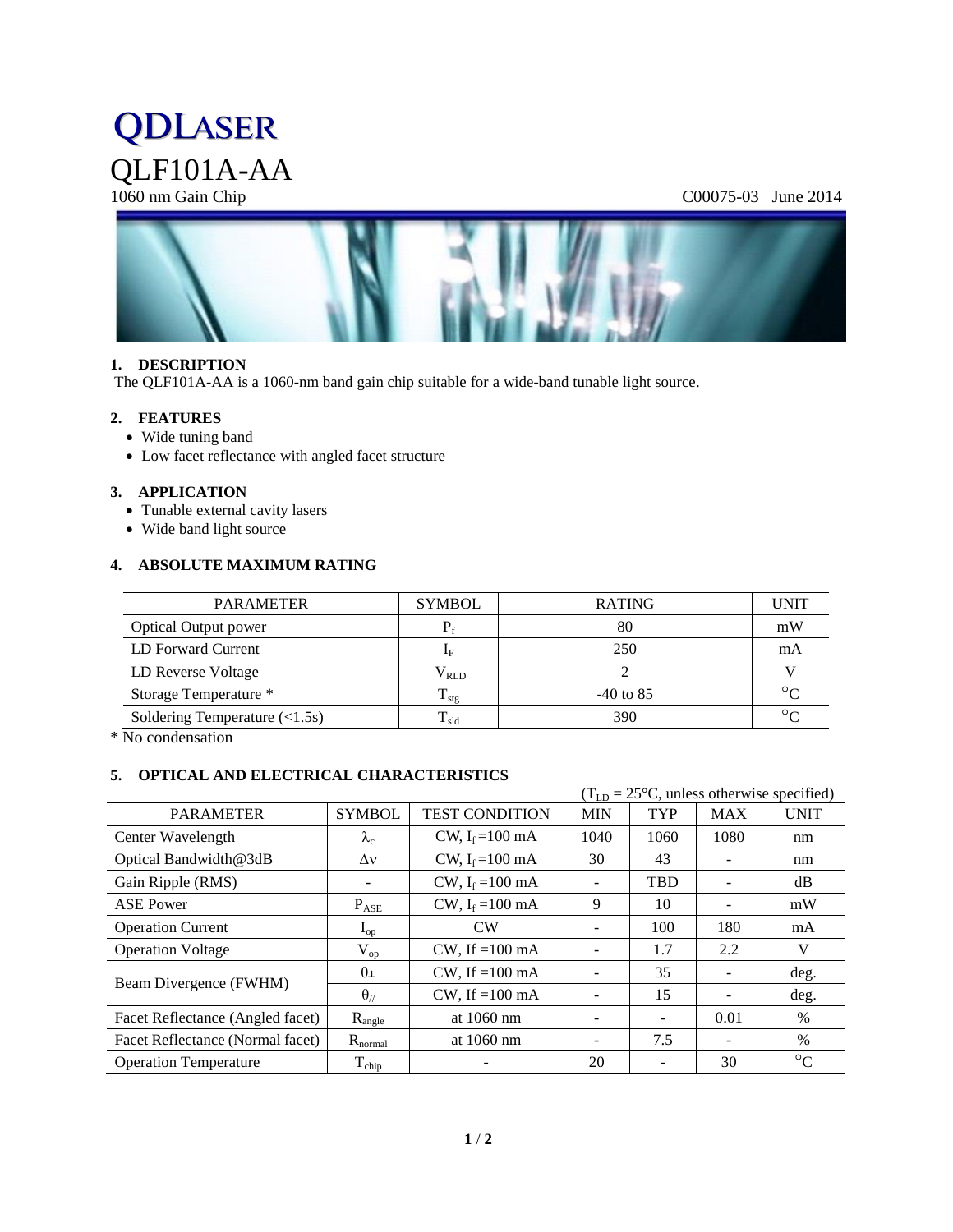# QDLASER

# QLF101A-AA

1060 nm Gain Chip C00075-03 June 2014

## 1. DESCRIPTION

The QLF101A-AA is a 1060-nm band gain chip suitable for a wide-band tunable light source.

## 2. FEATURES

- Wide tuning band
- Low facet reflectance with angled facet structure

## 3. APPLICATION

- Tunable external cavity lasers
- Wide band light source

## 4. ABSOLUTE MAXIMUM RATING

| PARAMETER | SYMBOL | RATING | UNIT |
|---|---|---|---|
| Optical Output power | $P_f$ | 80 | mW |
| LD Forward Current | $I_F$ | 250 | mA |
| LD Reverse Voltage | $V_{RLD}$ | 2 | V |
| Storage Temperature * | $T_{stg}$ | -40 to 85 | °C |
| Soldering Temperature (<1.5s) | $T_{sld}$ | 390 | °C |

* No condensation

## 5. OPTICAL AND ELECTRICAL CHARACTERISTICS

($T_{LD}$ = 25°C, unless otherwise specified)

| PARAMETER | SYMBOL | TEST CONDITION | MIN | TYP | MAX | UNIT |
|---|---|---|---|---|---|---|
| Center Wavelength | $\lambda_c$ | CW, $I_f$ =100 mA | 1040 | 1060 | 1080 | nm |
| Optical Bandwidth@3dB | $\Delta\nu$ | CW, $I_f$ =100 mA | 30 | 43 | - | nm |
| Gain Ripple (RMS) | - | CW, $I_f$ =100 mA | - | TBD | - | dB |
| ASE Power | $P_{ASE}$ | CW, $I_f$ =100 mA | 9 | 10 | - | mW |
| Operation Current | $I_{op}$ | CW | - | 100 | 180 | mA |
| Operation Voltage | $V_{op}$ | CW, If =100 mA | - | 1.7 | 2.2 | V |
| Beam Divergence (FWHM) | $\theta_\perp$ | CW, If =100 mA | - | 35 | - | deg. |
| | $\theta_{//}$ | CW, If =100 mA | - | 15 | - | deg. |
| Facet Reflectance (Angled facet) | $R_{angle}$ | at 1060 nm | - | - | 0.01 | % |
| Facet Reflectance (Normal facet) | $R_{normal}$ | at 1060 nm | - | 7.5 | - | % |
| Operation Temperature | $T_{chip}$ | - | 20 | - | 30 | °C |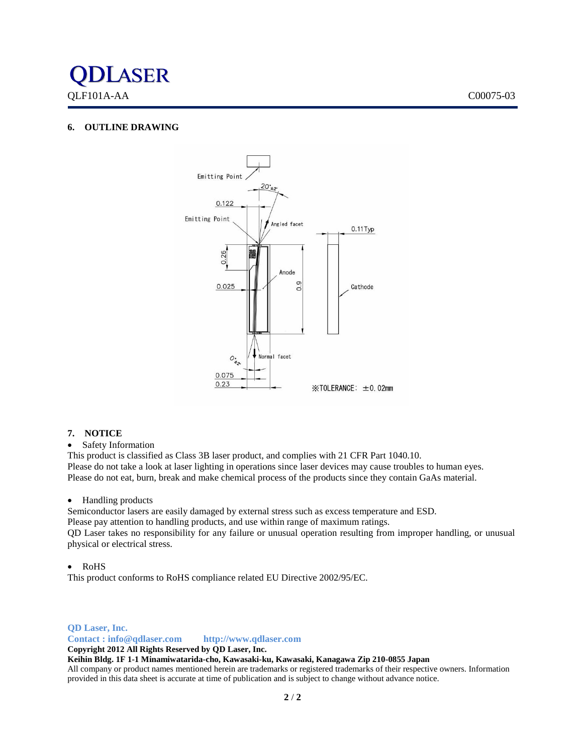## 6. OUTLINE DRAWING

Emitting Point
20°±2°
0.122
Emitting Point
Angled facet
0.11Typ
0.26
Anode
0.025
0.9
Cathode
0°±2°
Normal facet
0.075
0.23
※TOLERANCE: ±0.02mm

## 7. NOTICE

- Safety Information

This product is classified as Class 3B laser product, and complies with 21 CFR Part 1040.10.
Please do not take a look at laser lighting in operations since laser devices may cause troubles to human eyes.
Please do not eat, burn, break and make chemical process of the products since they contain GaAs material.

- Handling products

Semiconductor lasers are easily damaged by external stress such as excess temperature and ESD.
Please pay attention to handling products, and use within range of maximum ratings.
QD Laser takes no responsibility for any failure or unusual operation resulting from improper handling, or unusual physical or electrical stress.

- RoHS

This product conforms to RoHS compliance related EU Directive 2002/95/EC.

**QD Laser, Inc.**
**Contact : info@qdlaser.com http://www.qdlaser.com**
**Copyright 2012 All Rights Reserved by QD Laser, Inc.**
**Keihin Bldg. 1F 1-1 Minamiwatarida-cho, Kawasaki-ku, Kawasaki, Kanagawa Zip 210-0855 Japan**
All company or product names mentioned herein are trademarks or registered trademarks of their respective owners. Information provided in this data sheet is accurate at time of publication and is subject to change without advance notice.